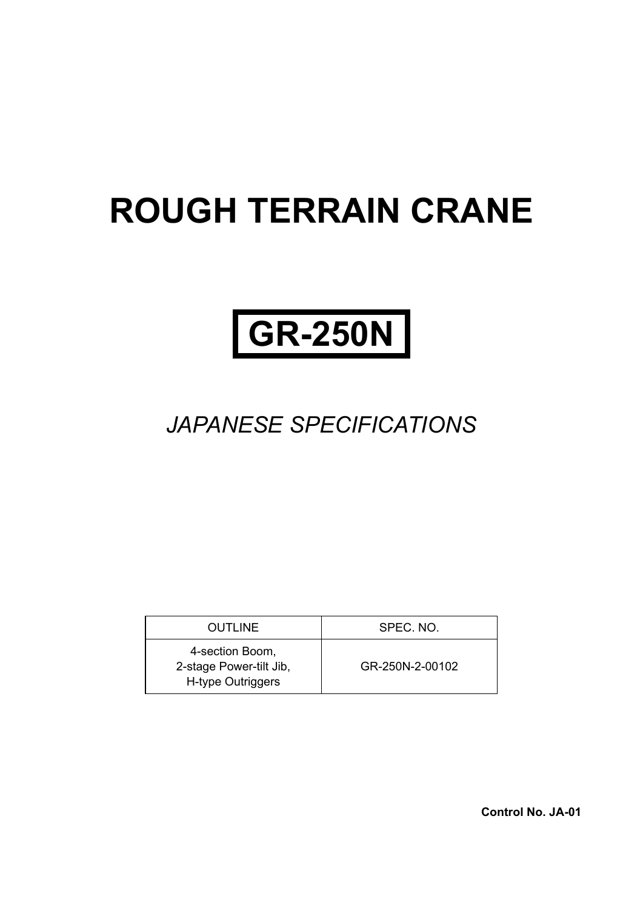# ROUGH TERRAIN CRANE

# GR-250N

*JAPANESE SPECIFICATIONS*

| OUTLINE | SPEC. NO. |
|---|---|
| 4-section Boom,<br>2-stage Power-tilt Jib,<br>H-type Outriggers | GR-250N-2-00102 |

**Control No. JA-01**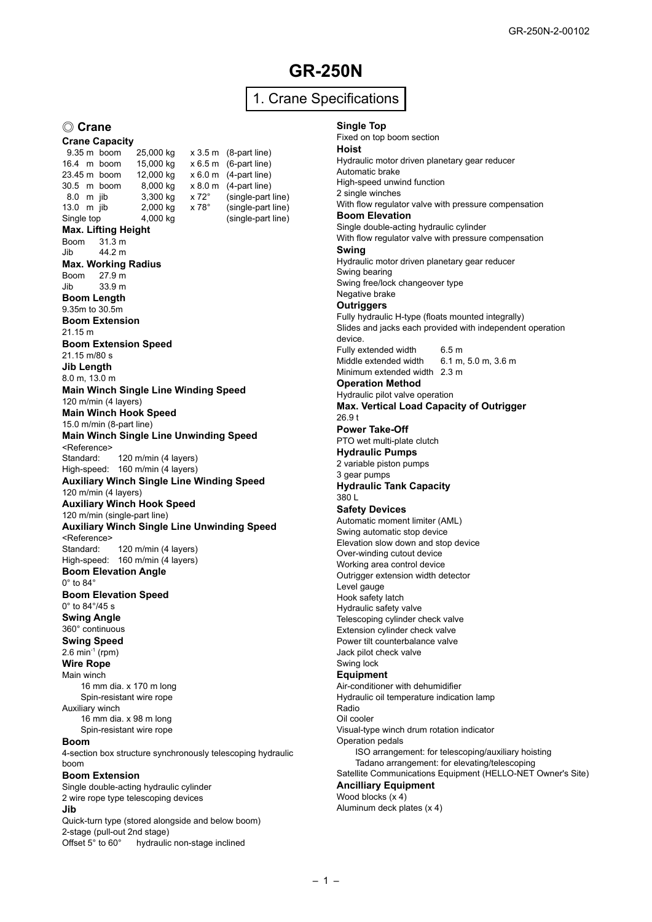# GR-250N

## 1. Crane Specifications

### ◎ Crane

**Crane Capacity**

| | | | |
|---|---|---|---|
| 9.35 m boom | 25,000 kg | x 3.5 m | (8-part line) |
| 16.4 m boom | 15,000 kg | x 6.5 m | (6-part line) |
| 23.45 m boom | 12,000 kg | x 6.0 m | (4-part line) |
| 30.5 m boom | 8,000 kg | x 8.0 m | (4-part line) |
| 8.0 m jib | 3,300 kg | x 72° | (single-part line) |
| 13.0 m jib | 2,000 kg | x 78° | (single-part line) |
| Single top | 4,000 kg | | (single-part line) |

**Max. Lifting Height**

Boom 31.3 m
Jib 44.2 m

**Max. Working Radius**

Boom 27.9 m
Jib 33.9 m

**Boom Length**

9.35m to 30.5m

**Boom Extension**

21.15 m

**Boom Extension Speed**

21.15 m/80 s

**Jib Length**

8.0 m, 13.0 m

**Main Winch Single Line Winding Speed**

120 m/min (4 layers)

**Main Winch Hook Speed**

15.0 m/min (8-part line)

**Main Winch Single Line Unwinding Speed**

<Reference>
Standard: 120 m/min (4 layers)
High-speed: 160 m/min (4 layers)

**Auxiliary Winch Single Line Winding Speed**

120 m/min (4 layers)

**Auxiliary Winch Hook Speed**

120 m/min (single-part line)

**Auxiliary Winch Single Line Unwinding Speed**

<Reference>
Standard: 120 m/min (4 layers)
High-speed: 160 m/min (4 layers)

**Boom Elevation Angle**

0° to 84°

**Boom Elevation Speed**

0° to 84°/45 s

**Swing Angle**

360° continuous

**Swing Speed**

2.6 $min^{-1}$ (rpm)

**Wire Rope**

Main winch
- 16 mm dia. x 170 m long
- Spin-resistant wire rope

Auxiliary winch
- 16 mm dia. x 98 m long
- Spin-resistant wire rope

**Boom**

4-section box structure synchronously telescoping hydraulic boom

**Boom Extension**

Single double-acting hydraulic cylinder
2 wire rope type telescoping devices

**Jib**

Quick-turn type (stored alongside and below boom)
2-stage (pull-out 2nd stage)
Offset 5° to 60° hydraulic non-stage inclined

**Single Top**

Fixed on top boom section

**Hoist**

Hydraulic motor driven planetary gear reducer
Automatic brake
High-speed unwind function
2 single winches
With flow regulator valve with pressure compensation

**Boom Elevation**

Single double-acting hydraulic cylinder
With flow regulator valve with pressure compensation

**Swing**

Hydraulic motor driven planetary gear reducer
Swing bearing
Swing free/lock changeover type
Negative brake

**Outriggers**

Fully hydraulic H-type (floats mounted integrally)
Slides and jacks each provided with independent operation device.

Fully extended width 6.5 m
Middle extended width 6.1 m, 5.0 m, 3.6 m
Minimum extended width 2.3 m

**Operation Method**

Hydraulic pilot valve operation

**Max. Vertical Load Capacity of Outrigger**

26.9 t

**Power Take-Off**

PTO wet multi-plate clutch

**Hydraulic Pumps**

2 variable piston pumps
3 gear pumps

**Hydraulic Tank Capacity**

380 L

**Safety Devices**

Automatic moment limiter (AML)
Swing automatic stop device
Elevation slow down and stop device
Over-winding cutout device
Working area control device
Outrigger extension width detector
Level gauge
Hook safety latch
Hydraulic safety valve
Telescoping cylinder check valve
Extension cylinder check valve
Power tilt counterbalance valve
Jack pilot check valve
Swing lock

**Equipment**

Air-conditioner with dehumidifier
Hydraulic oil temperature indication lamp
Radio
Oil cooler
Visual-type winch drum rotation indicator
Operation pedals
- ISO arrangement: for telescoping/auxiliary hoisting
- Tadano arrangement: for elevating/telescoping

Satellite Communications Equipment (HELLO-NET Owner's Site)

**Ancilliary Equipment**

Wood blocks (x 4)
Aluminum deck plates (x 4)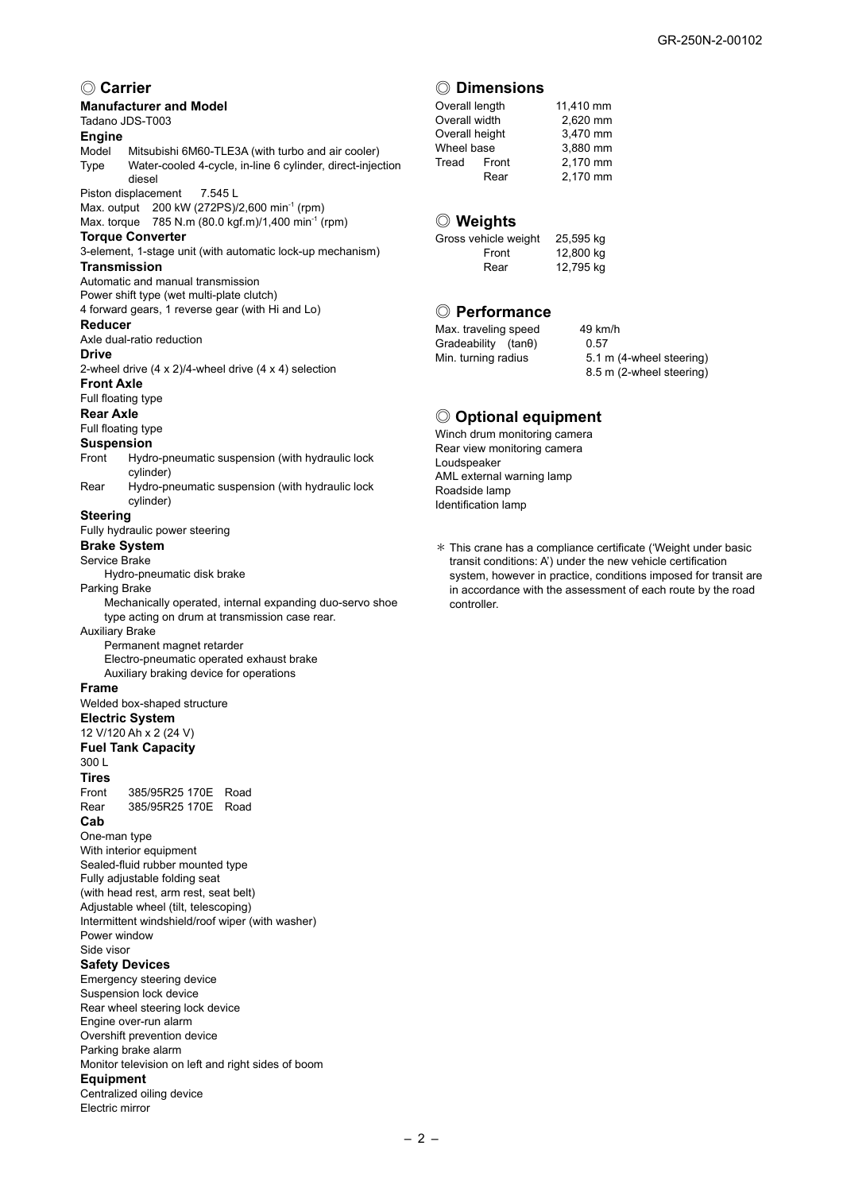## ◎ Carrier

### Manufacturer and Model

Tadano JDS-T003

### Engine

| | |
|---|---|
| Model | Mitsubishi 6M60-TLE3A (with turbo and air cooler) |
| Type | Water-cooled 4-cycle, in-line 6 cylinder, direct-injection diesel |

Piston displacement 7.545 L

Max. output 200 kW (272PS)/2,600 $min^{-1}$ (rpm)

Max. torque 785 N.m (80.0 kgf.m)/1,400 $min^{-1}$ (rpm)

### Torque Converter

3-element, 1-stage unit (with automatic lock-up mechanism)

### Transmission

Automatic and manual transmission
Power shift type (wet multi-plate clutch)
4 forward gears, 1 reverse gear (with Hi and Lo)

### Reducer

Axle dual-ratio reduction

### Drive

2-wheel drive (4 x 2)/4-wheel drive (4 x 4) selection

### Front Axle

Full floating type

### Rear Axle

Full floating type

### Suspension

| | |
|---|---|
| Front | Hydro-pneumatic suspension (with hydraulic lock cylinder) |
| Rear | Hydro-pneumatic suspension (with hydraulic lock cylinder) |

### Steering

Fully hydraulic power steering

### Brake System

Service Brake
- Hydro-pneumatic disk brake

Parking Brake
- Mechanically operated, internal expanding duo-servo shoe type acting on drum at transmission case rear.

Auxiliary Brake
- Permanent magnet retarder
- Electro-pneumatic operated exhaust brake
- Auxiliary braking device for operations

### Frame

Welded box-shaped structure

### Electric System

12 V/120 Ah x 2 (24 V)

### Fuel Tank Capacity

300 L

### Tires

| | | |
|---|---|---|
| Front | 385/95R25 170E | Road |
| Rear | 385/95R25 170E | Road |

### Cab

One-man type
With interior equipment
Sealed-fluid rubber mounted type
Fully adjustable folding seat
(with head rest, arm rest, seat belt)
Adjustable wheel (tilt, telescoping)
Intermittent windshield/roof wiper (with washer)
Power window
Side visor

### Safety Devices

Emergency steering device
Suspension lock device
Rear wheel steering lock device
Engine over-run alarm
Overshift prevention device
Parking brake alarm
Monitor television on left and right sides of boom

### Equipment

Centralized oiling device
Electric mirror

## ◎ Dimensions

| | | |
|---|---|---|
| Overall length | | 11,410 mm |
| Overall width | | 2,620 mm |
| Overall height | | 3,470 mm |
| Wheel base | | 3,880 mm |
| Tread | Front | 2,170 mm |
| | Rear | 2,170 mm |

## ◎ Weights

| | |
|---|---|
| Gross vehicle weight | 25,595 kg |
| Front | 12,800 kg |
| Rear | 12,795 kg |

## ◎ Performance

| | |
|---|---|
| Max. traveling speed | 49 km/h |
| Gradeability ($\tan\theta$) | 0.57 |
| Min. turning radius | 5.1 m (4-wheel steering) |
| | 8.5 m (2-wheel steering) |

## ◎ Optional equipment

Winch drum monitoring camera
Rear view monitoring camera
Loudspeaker
AML external warning lamp
Roadside lamp
Identification lamp

∗ This crane has a compliance certificate ('Weight under basic transit conditions: A') under the new vehicle certification system, however in practice, conditions imposed for transit are in accordance with the assessment of each route by the road controller.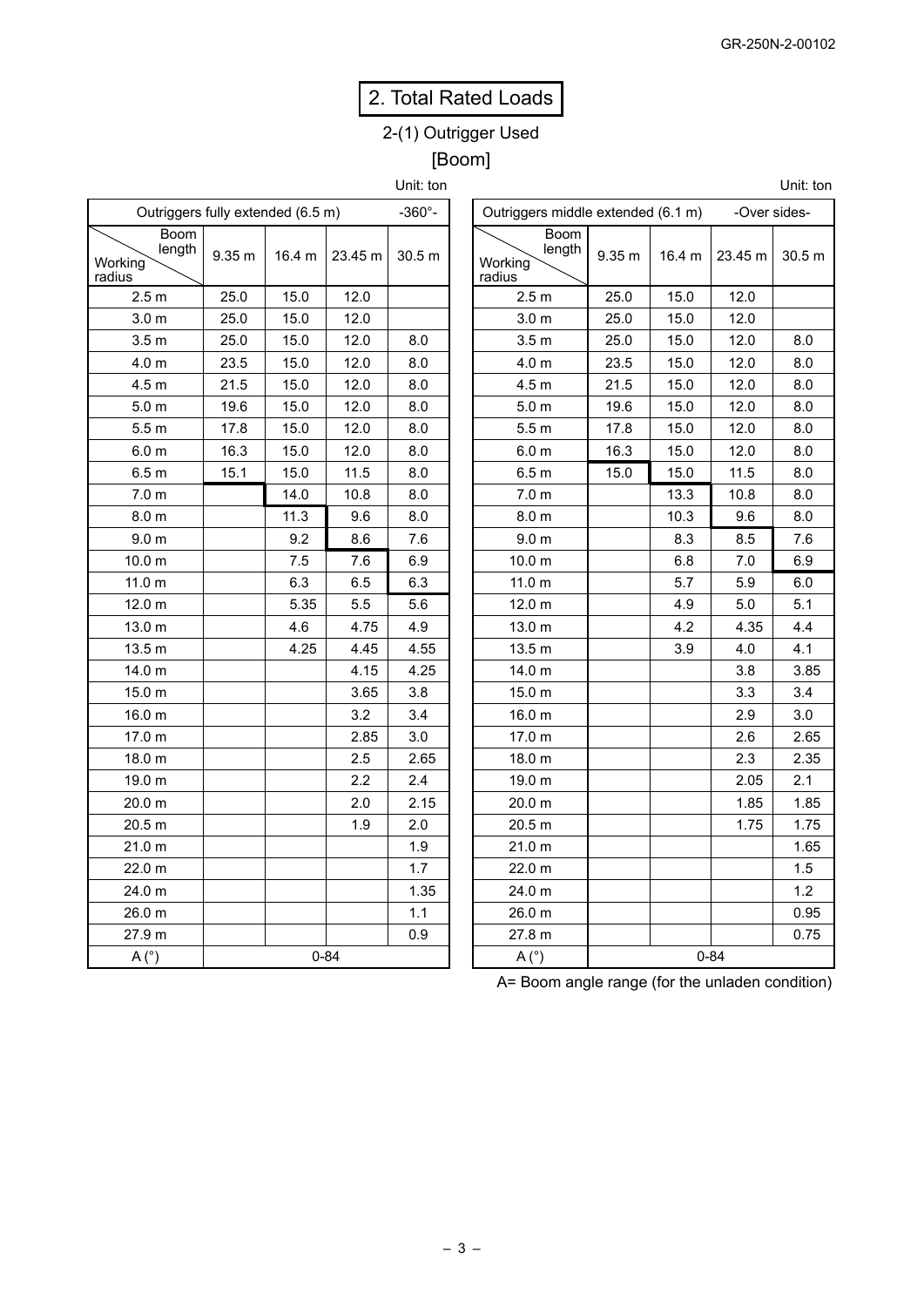## 2. Total Rated Loads

### 2-(1) Outrigger Used

### [Boom]

Unit: ton

| Outriggers fully extended (6.5 m) -360°- | | | | |
|---|---|---|---|---|
| Working radius \ Boom length | 9.35 m | 16.4 m | 23.45 m | 30.5 m |
| 2.5 m | 25.0 | 15.0 | 12.0 | |
| 3.0 m | 25.0 | 15.0 | 12.0 | |
| 3.5 m | 25.0 | 15.0 | 12.0 | 8.0 |
| 4.0 m | 23.5 | 15.0 | 12.0 | 8.0 |
| 4.5 m | 21.5 | 15.0 | 12.0 | 8.0 |
| 5.0 m | 19.6 | 15.0 | 12.0 | 8.0 |
| 5.5 m | 17.8 | 15.0 | 12.0 | 8.0 |
| 6.0 m | 16.3 | 15.0 | 12.0 | 8.0 |
| 6.5 m | 15.1 | 15.0 | 11.5 | 8.0 |
| 7.0 m | | 14.0 | 10.8 | 8.0 |
| 8.0 m | | 11.3 | 9.6 | 8.0 |
| 9.0 m | | 9.2 | 8.6 | 7.6 |
| 10.0 m | | 7.5 | 7.6 | 6.9 |
| 11.0 m | | 6.3 | 6.5 | 6.3 |
| 12.0 m | | 5.35 | 5.5 | 5.6 |
| 13.0 m | | 4.6 | 4.75 | 4.9 |
| 13.5 m | | 4.25 | 4.45 | 4.55 |
| 14.0 m | | | 4.15 | 4.25 |
| 15.0 m | | | 3.65 | 3.8 |
| 16.0 m | | | 3.2 | 3.4 |
| 17.0 m | | | 2.85 | 3.0 |
| 18.0 m | | | 2.5 | 2.65 |
| 19.0 m | | | 2.2 | 2.4 |
| 20.0 m | | | 2.0 | 2.15 |
| 20.5 m | | | 1.9 | 2.0 |
| 21.0 m | | | | 1.9 |
| 22.0 m | | | | 1.7 |
| 24.0 m | | | | 1.35 |
| 26.0 m | | | | 1.1 |
| 27.9 m | | | | 0.9 |
| A (°) | 0-84 | | | |

Unit: ton

| Outriggers middle extended (6.1 m) -Over sides- | | | | |
|---|---|---|---|---|
| Working radius \ Boom length | 9.35 m | 16.4 m | 23.45 m | 30.5 m |
| 2.5 m | 25.0 | 15.0 | 12.0 | |
| 3.0 m | 25.0 | 15.0 | 12.0 | |
| 3.5 m | 25.0 | 15.0 | 12.0 | 8.0 |
| 4.0 m | 23.5 | 15.0 | 12.0 | 8.0 |
| 4.5 m | 21.5 | 15.0 | 12.0 | 8.0 |
| 5.0 m | 19.6 | 15.0 | 12.0 | 8.0 |
| 5.5 m | 17.8 | 15.0 | 12.0 | 8.0 |
| 6.0 m | 16.3 | 15.0 | 12.0 | 8.0 |
| 6.5 m | 15.0 | 15.0 | 11.5 | 8.0 |
| 7.0 m | | 13.3 | 10.8 | 8.0 |
| 8.0 m | | 10.3 | 9.6 | 8.0 |
| 9.0 m | | 8.3 | 8.5 | 7.6 |
| 10.0 m | | 6.8 | 7.0 | 6.9 |
| 11.0 m | | 5.7 | 5.9 | 6.0 |
| 12.0 m | | 4.9 | 5.0 | 5.1 |
| 13.0 m | | 4.2 | 4.35 | 4.4 |
| 13.5 m | | 3.9 | 4.0 | 4.1 |
| 14.0 m | | | 3.8 | 3.85 |
| 15.0 m | | | 3.3 | 3.4 |
| 16.0 m | | | 2.9 | 3.0 |
| 17.0 m | | | 2.6 | 2.65 |
| 18.0 m | | | 2.3 | 2.35 |
| 19.0 m | | | 2.05 | 2.1 |
| 20.0 m | | | 1.85 | 1.85 |
| 20.5 m | | | 1.75 | 1.75 |
| 21.0 m | | | | 1.65 |
| 22.0 m | | | | 1.5 |
| 24.0 m | | | | 1.2 |
| 26.0 m | | | | 0.95 |
| 27.8 m | | | | 0.75 |
| A (°) | 0-84 | | | |

A= Boom angle range (for the unladen condition)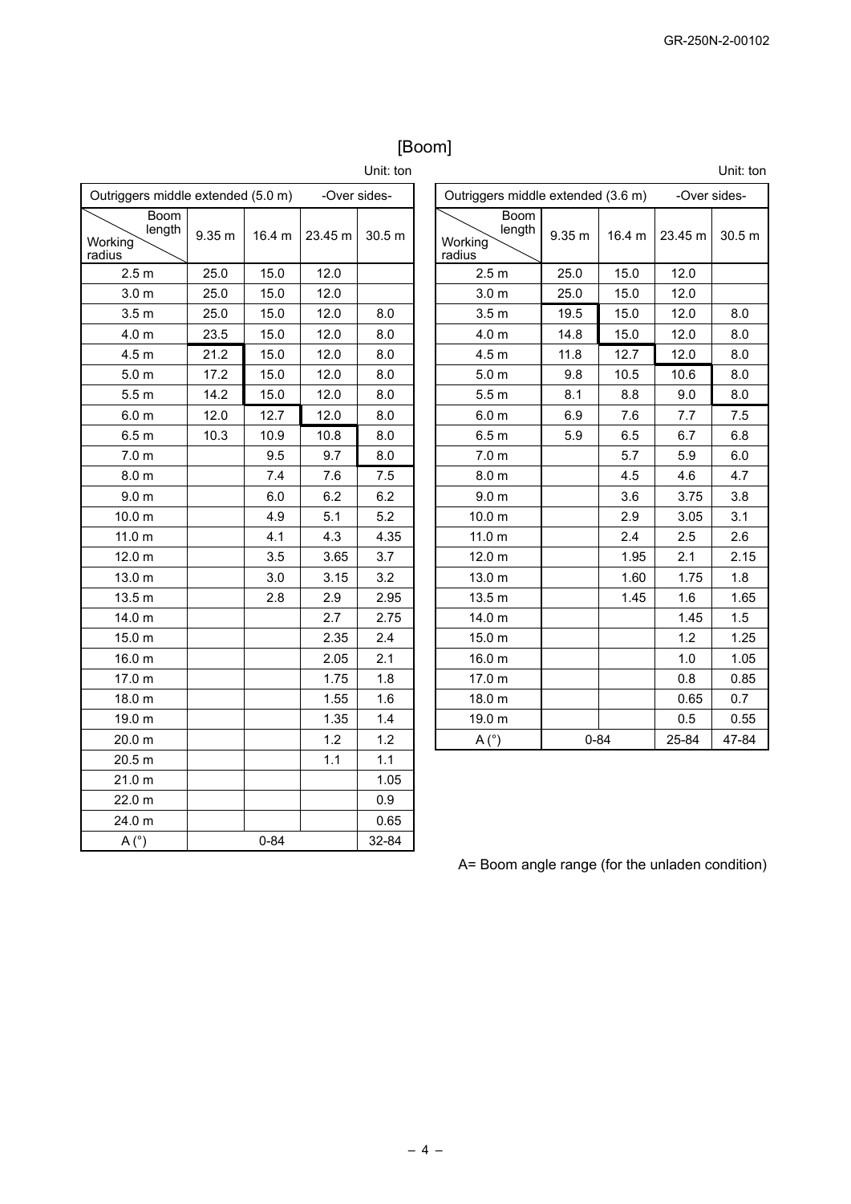# [Boom]

Unit: ton

| Outriggers middle extended (5.0 m) -Over sides- | | | | |
|---|---|---|---|---|
| Working radius \ Boom length | 9.35 m | 16.4 m | 23.45 m | 30.5 m |
| 2.5 m | 25.0 | 15.0 | 12.0 | |
| 3.0 m | 25.0 | 15.0 | 12.0 | |
| 3.5 m | 25.0 | 15.0 | 12.0 | 8.0 |
| 4.0 m | 23.5 | 15.0 | 12.0 | 8.0 |
| 4.5 m | 21.2 | 15.0 | 12.0 | 8.0 |
| 5.0 m | 17.2 | 15.0 | 12.0 | 8.0 |
| 5.5 m | 14.2 | 15.0 | 12.0 | 8.0 |
| 6.0 m | 12.0 | 12.7 | 12.0 | 8.0 |
| 6.5 m | 10.3 | 10.9 | 10.8 | 8.0 |
| 7.0 m | | 9.5 | 9.7 | 8.0 |
| 8.0 m | | 7.4 | 7.6 | 7.5 |
| 9.0 m | | 6.0 | 6.2 | 6.2 |
| 10.0 m | | 4.9 | 5.1 | 5.2 |
| 11.0 m | | 4.1 | 4.3 | 4.35 |
| 12.0 m | | 3.5 | 3.65 | 3.7 |
| 13.0 m | | 3.0 | 3.15 | 3.2 |
| 13.5 m | | 2.8 | 2.9 | 2.95 |
| 14.0 m | | | 2.7 | 2.75 |
| 15.0 m | | | 2.35 | 2.4 |
| 16.0 m | | | 2.05 | 2.1 |
| 17.0 m | | | 1.75 | 1.8 |
| 18.0 m | | | 1.55 | 1.6 |
| 19.0 m | | | 1.35 | 1.4 |
| 20.0 m | | | 1.2 | 1.2 |
| 20.5 m | | | 1.1 | 1.1 |
| 21.0 m | | | | 1.05 |
| 22.0 m | | | | 0.9 |
| 24.0 m | | | | 0.65 |
| A (°) | 0-84 | | | 32-84 |

Unit: ton

| Outriggers middle extended (3.6 m) -Over sides- | | | | |
|---|---|---|---|---|
| Working radius \ Boom length | 9.35 m | 16.4 m | 23.45 m | 30.5 m |
| 2.5 m | 25.0 | 15.0 | 12.0 | |
| 3.0 m | 25.0 | 15.0 | 12.0 | |
| 3.5 m | 19.5 | 15.0 | 12.0 | 8.0 |
| 4.0 m | 14.8 | 15.0 | 12.0 | 8.0 |
| 4.5 m | 11.8 | 12.7 | 12.0 | 8.0 |
| 5.0 m | 9.8 | 10.5 | 10.6 | 8.0 |
| 5.5 m | 8.1 | 8.8 | 9.0 | 8.0 |
| 6.0 m | 6.9 | 7.6 | 7.7 | 7.5 |
| 6.5 m | 5.9 | 6.5 | 6.7 | 6.8 |
| 7.0 m | | 5.7 | 5.9 | 6.0 |
| 8.0 m | | 4.5 | 4.6 | 4.7 |
| 9.0 m | | 3.6 | 3.75 | 3.8 |
| 10.0 m | | 2.9 | 3.05 | 3.1 |
| 11.0 m | | 2.4 | 2.5 | 2.6 |
| 12.0 m | | 1.95 | 2.1 | 2.15 |
| 13.0 m | | 1.60 | 1.75 | 1.8 |
| 13.5 m | | 1.45 | 1.6 | 1.65 |
| 14.0 m | | | 1.45 | 1.5 |
| 15.0 m | | | 1.2 | 1.25 |
| 16.0 m | | | 1.0 | 1.05 |
| 17.0 m | | | 0.8 | 0.85 |
| 18.0 m | | | 0.65 | 0.7 |
| 19.0 m | | | 0.5 | 0.55 |
| A (°) | 0-84 | | 25-84 | 47-84 |

A= Boom angle range (for the unladen condition)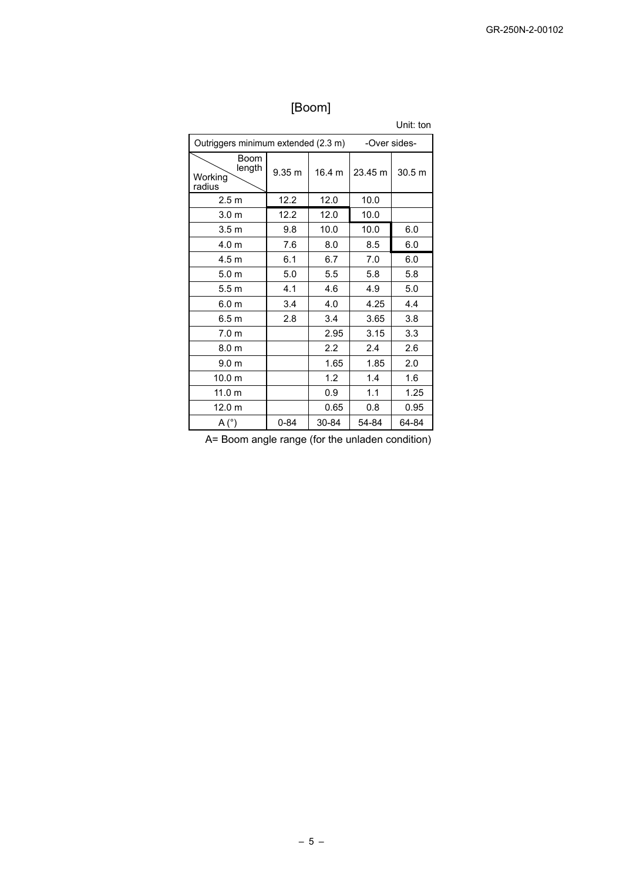# [Boom]

Unit: ton

| Outriggers minimum extended (2.3 m) -Over sides- | | | | |
|---|---|---|---|---|
| Working radius \ Boom length | 9.35 m | 16.4 m | 23.45 m | 30.5 m |
| 2.5 m | 12.2 | 12.0 | 10.0 | |
| 3.0 m | 12.2 | 12.0 | 10.0 | |
| 3.5 m | 9.8 | 10.0 | 10.0 | 6.0 |
| 4.0 m | 7.6 | 8.0 | 8.5 | 6.0 |
| 4.5 m | 6.1 | 6.7 | 7.0 | 6.0 |
| 5.0 m | 5.0 | 5.5 | 5.8 | 5.8 |
| 5.5 m | 4.1 | 4.6 | 4.9 | 5.0 |
| 6.0 m | 3.4 | 4.0 | 4.25 | 4.4 |
| 6.5 m | 2.8 | 3.4 | 3.65 | 3.8 |
| 7.0 m | | 2.95 | 3.15 | 3.3 |
| 8.0 m | | 2.2 | 2.4 | 2.6 |
| 9.0 m | | 1.65 | 1.85 | 2.0 |
| 10.0 m | | 1.2 | 1.4 | 1.6 |
| 11.0 m | | 0.9 | 1.1 | 1.25 |
| 12.0 m | | 0.65 | 0.8 | 0.95 |
| A (°) | 0-84 | 30-84 | 54-84 | 64-84 |

A= Boom angle range (for the unladen condition)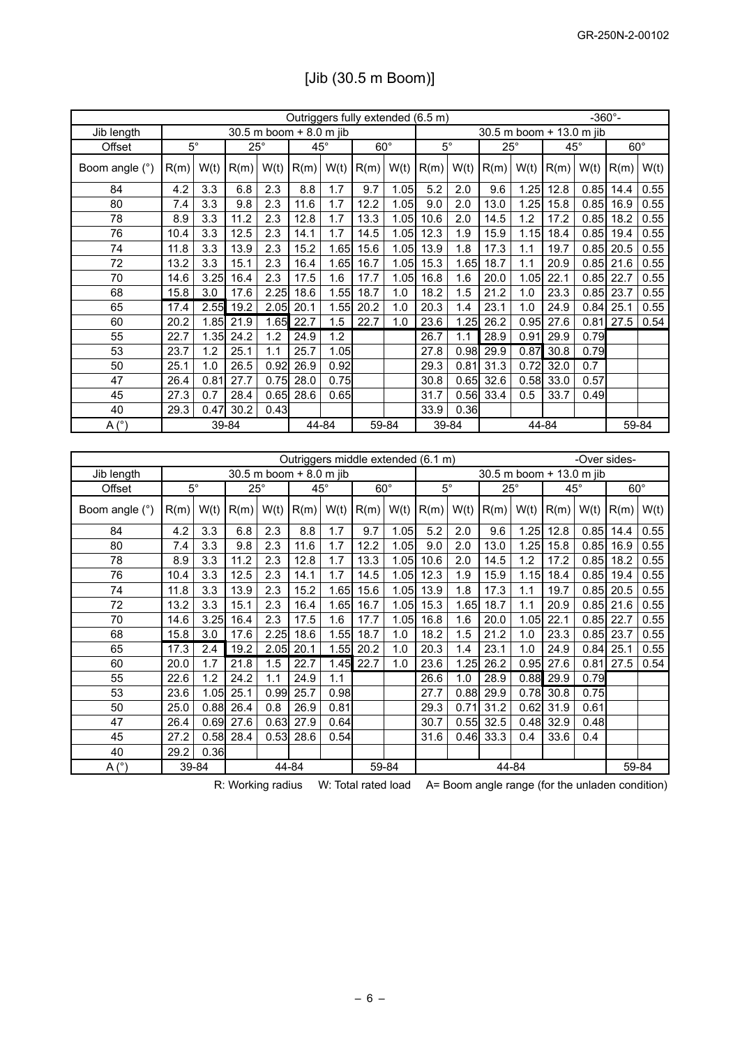# [Jib (30.5 m Boom)]

| Outriggers fully extended (6.5 m) | | | | | | | | | | | | | | | | -360°- |
|---|---|---|---|---|---|---|---|---|---|---|---|---|---|---|---|---|
| Jib length | 30.5 m boom + 8.0 m jib | | | | | | | | 30.5 m boom + 13.0 m jib | | | | | | | |
| Offset | 5° | | 25° | | 45° | | 60° | | 5° | | 25° | | 45° | | 60° | |
| Boom angle (°) | R(m) | W(t) | R(m) | W(t) | R(m) | W(t) | R(m) | W(t) | R(m) | W(t) | R(m) | W(t) | R(m) | W(t) | R(m) | W(t) |
| 84 | 4.2 | 3.3 | 6.8 | 2.3 | 8.8 | 1.7 | 9.7 | 1.05 | 5.2 | 2.0 | 9.6 | 1.25 | 12.8 | 0.85 | 14.4 | 0.55 |
| 80 | 7.4 | 3.3 | 9.8 | 2.3 | 11.6 | 1.7 | 12.2 | 1.05 | 9.0 | 2.0 | 13.0 | 1.25 | 15.8 | 0.85 | 16.9 | 0.55 |
| 78 | 8.9 | 3.3 | 11.2 | 2.3 | 12.8 | 1.7 | 13.3 | 1.05 | 10.6 | 2.0 | 14.5 | 1.2 | 17.2 | 0.85 | 18.2 | 0.55 |
| 76 | 10.4 | 3.3 | 12.5 | 2.3 | 14.1 | 1.7 | 14.5 | 1.05 | 12.3 | 1.9 | 15.9 | 1.15 | 18.4 | 0.85 | 19.4 | 0.55 |
| 74 | 11.8 | 3.3 | 13.9 | 2.3 | 15.2 | 1.65 | 15.6 | 1.05 | 13.9 | 1.8 | 17.3 | 1.1 | 19.7 | 0.85 | 20.5 | 0.55 |
| 72 | 13.2 | 3.3 | 15.1 | 2.3 | 16.4 | 1.65 | 16.7 | 1.05 | 15.3 | 1.65 | 18.7 | 1.1 | 20.9 | 0.85 | 21.6 | 0.55 |
| 70 | 14.6 | 3.25 | 16.4 | 2.3 | 17.5 | 1.6 | 17.7 | 1.05 | 16.8 | 1.6 | 20.0 | 1.05 | 22.1 | 0.85 | 22.7 | 0.55 |
| 68 | 15.8 | 3.0 | 17.6 | 2.25 | 18.6 | 1.55 | 18.7 | 1.0 | 18.2 | 1.5 | 21.2 | 1.0 | 23.3 | 0.85 | 23.7 | 0.55 |
| 65 | 17.4 | 2.55 | 19.2 | 2.05 | 20.1 | 1.55 | 20.2 | 1.0 | 20.3 | 1.4 | 23.1 | 1.0 | 24.9 | 0.84 | 25.1 | 0.55 |
| 60 | 20.2 | 1.85 | 21.9 | 1.65 | 22.7 | 1.5 | 22.7 | 1.0 | 23.6 | 1.25 | 26.2 | 0.95 | 27.6 | 0.81 | 27.5 | 0.54 |
| 55 | 22.7 | 1.35 | 24.2 | 1.2 | 24.9 | 1.2 | | | 26.7 | 1.1 | 28.9 | 0.91 | 29.9 | 0.79 | | |
| 53 | 23.7 | 1.2 | 25.1 | 1.1 | 25.7 | 1.05 | | | 27.8 | 0.98 | 29.9 | 0.87 | 30.8 | 0.79 | | |
| 50 | 25.1 | 1.0 | 26.5 | 0.92 | 26.9 | 0.92 | | | 29.3 | 0.81 | 31.3 | 0.72 | 32.0 | 0.7 | | |
| 47 | 26.4 | 0.81 | 27.7 | 0.75 | 28.0 | 0.75 | | | 30.8 | 0.65 | 32.6 | 0.58 | 33.0 | 0.57 | | |
| 45 | 27.3 | 0.7 | 28.4 | 0.65 | 28.6 | 0.65 | | | 31.7 | 0.56 | 33.4 | 0.5 | 33.7 | 0.49 | | |
| 40 | 29.3 | 0.47 | 30.2 | 0.43 | | | | | 33.9 | 0.36 | | | | | | |
| A (°) | 39-84 | | | | 44-84 | | 59-84 | | 39-84 | | 44-84 | | | | 59-84 | |

| Outriggers middle extended (6.1 m) | | | | | | | | | | | | | | | | -Over sides- |
|---|---|---|---|---|---|---|---|---|---|---|---|---|---|---|---|---|
| Jib length | 30.5 m boom + 8.0 m jib | | | | | | | | 30.5 m boom + 13.0 m jib | | | | | | | |
| Offset | 5° | | 25° | | 45° | | 60° | | 5° | | 25° | | 45° | | 60° | |
| Boom angle (°) | R(m) | W(t) | R(m) | W(t) | R(m) | W(t) | R(m) | W(t) | R(m) | W(t) | R(m) | W(t) | R(m) | W(t) | R(m) | W(t) |
| 84 | 4.2 | 3.3 | 6.8 | 2.3 | 8.8 | 1.7 | 9.7 | 1.05 | 5.2 | 2.0 | 9.6 | 1.25 | 12.8 | 0.85 | 14.4 | 0.55 |
| 80 | 7.4 | 3.3 | 9.8 | 2.3 | 11.6 | 1.7 | 12.2 | 1.05 | 9.0 | 2.0 | 13.0 | 1.25 | 15.8 | 0.85 | 16.9 | 0.55 |
| 78 | 8.9 | 3.3 | 11.2 | 2.3 | 12.8 | 1.7 | 13.3 | 1.05 | 10.6 | 2.0 | 14.5 | 1.2 | 17.2 | 0.85 | 18.2 | 0.55 |
| 76 | 10.4 | 3.3 | 12.5 | 2.3 | 14.1 | 1.7 | 14.5 | 1.05 | 12.3 | 1.9 | 15.9 | 1.15 | 18.4 | 0.85 | 19.4 | 0.55 |
| 74 | 11.8 | 3.3 | 13.9 | 2.3 | 15.2 | 1.65 | 15.6 | 1.05 | 13.9 | 1.8 | 17.3 | 1.1 | 19.7 | 0.85 | 20.5 | 0.55 |
| 72 | 13.2 | 3.3 | 15.1 | 2.3 | 16.4 | 1.65 | 16.7 | 1.05 | 15.3 | 1.65 | 18.7 | 1.1 | 20.9 | 0.85 | 21.6 | 0.55 |
| 70 | 14.6 | 3.25 | 16.4 | 2.3 | 17.5 | 1.6 | 17.7 | 1.05 | 16.8 | 1.6 | 20.0 | 1.05 | 22.1 | 0.85 | 22.7 | 0.55 |
| 68 | 15.8 | 3.0 | 17.6 | 2.25 | 18.6 | 1.55 | 18.7 | 1.0 | 18.2 | 1.5 | 21.2 | 1.0 | 23.3 | 0.85 | 23.7 | 0.55 |
| 65 | 17.3 | 2.4 | 19.2 | 2.05 | 20.1 | 1.55 | 20.2 | 1.0 | 20.3 | 1.4 | 23.1 | 1.0 | 24.9 | 0.84 | 25.1 | 0.55 |
| 60 | 20.0 | 1.7 | 21.8 | 1.5 | 22.7 | 1.45 | 22.7 | 1.0 | 23.6 | 1.25 | 26.2 | 0.95 | 27.6 | 0.81 | 27.5 | 0.54 |
| 55 | 22.6 | 1.2 | 24.2 | 1.1 | 24.9 | 1.1 | | | 26.6 | 1.0 | 28.9 | 0.88 | 29.9 | 0.79 | | |
| 53 | 23.6 | 1.05 | 25.1 | 0.99 | 25.7 | 0.98 | | | 27.7 | 0.88 | 29.9 | 0.78 | 30.8 | 0.75 | | |
| 50 | 25.0 | 0.88 | 26.4 | 0.8 | 26.9 | 0.81 | | | 29.3 | 0.71 | 31.2 | 0.62 | 31.9 | 0.61 | | |
| 47 | 26.4 | 0.69 | 27.6 | 0.63 | 27.9 | 0.64 | | | 30.7 | 0.55 | 32.5 | 0.48 | 32.9 | 0.48 | | |
| 45 | 27.2 | 0.58 | 28.4 | 0.53 | 28.6 | 0.54 | | | 31.6 | 0.46 | 33.3 | 0.4 | 33.6 | 0.4 | | |
| 40 | 29.2 | 0.36 | | | | | | | | | | | | | | |
| A (°) | 39-84 | | 44-84 | | | | 59-84 | | 44-84 | | | | | | 59-84 | |

R: Working radius W: Total rated load A= Boom angle range (for the unladen condition)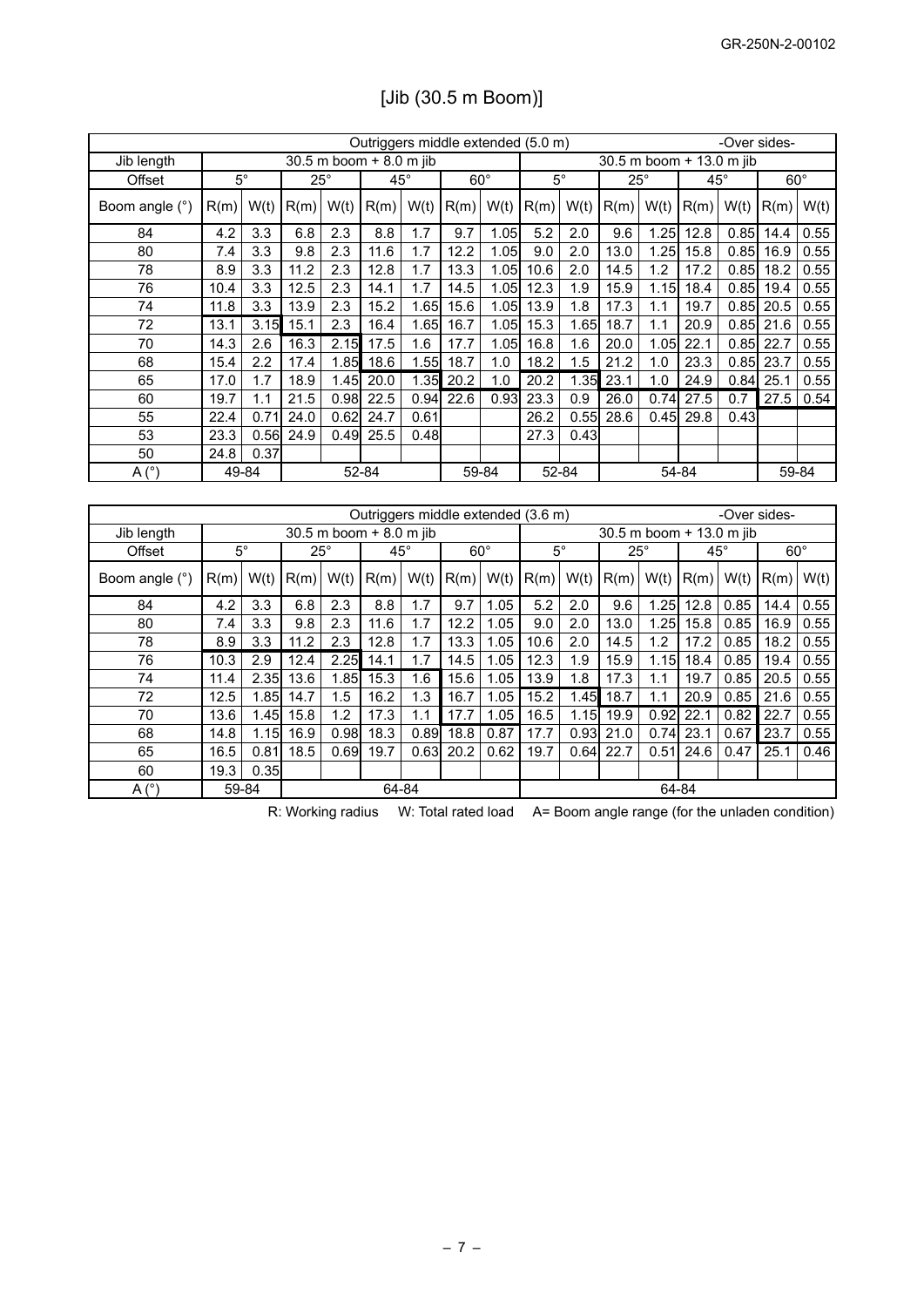# [Jib (30.5 m Boom)]

| Outriggers middle extended (5.0 m) | | | | | | | | | | | | | | | | -Over sides- |
|---|---|---|---|---|---|---|---|---|---|---|---|---|---|---|---|---|
| Jib length | 30.5 m boom + 8.0 m jib | | | | | | | | 30.5 m boom + 13.0 m jib | | | | | | | |
| Offset | 5° | | 25° | | 45° | | 60° | | 5° | | 25° | | 45° | | 60° | |
| Boom angle (°) | R(m) | W(t) | R(m) | W(t) | R(m) | W(t) | R(m) | W(t) | R(m) | W(t) | R(m) | W(t) | R(m) | W(t) | R(m) | W(t) |
| 84 | 4.2 | 3.3 | 6.8 | 2.3 | 8.8 | 1.7 | 9.7 | 1.05 | 5.2 | 2.0 | 9.6 | 1.25 | 12.8 | 0.85 | 14.4 | 0.55 |
| 80 | 7.4 | 3.3 | 9.8 | 2.3 | 11.6 | 1.7 | 12.2 | 1.05 | 9.0 | 2.0 | 13.0 | 1.25 | 15.8 | 0.85 | 16.9 | 0.55 |
| 78 | 8.9 | 3.3 | 11.2 | 2.3 | 12.8 | 1.7 | 13.3 | 1.05 | 10.6 | 2.0 | 14.5 | 1.2 | 17.2 | 0.85 | 18.2 | 0.55 |
| 76 | 10.4 | 3.3 | 12.5 | 2.3 | 14.1 | 1.7 | 14.5 | 1.05 | 12.3 | 1.9 | 15.9 | 1.15 | 18.4 | 0.85 | 19.4 | 0.55 |
| 74 | 11.8 | 3.3 | 13.9 | 2.3 | 15.2 | 1.65 | 15.6 | 1.05 | 13.9 | 1.8 | 17.3 | 1.1 | 19.7 | 0.85 | 20.5 | 0.55 |
| 72 | 13.1 | 3.15 | 15.1 | 2.3 | 16.4 | 1.65 | 16.7 | 1.05 | 15.3 | 1.65 | 18.7 | 1.1 | 20.9 | 0.85 | 21.6 | 0.55 |
| 70 | 14.3 | 2.6 | 16.3 | 2.15 | 17.5 | 1.6 | 17.7 | 1.05 | 16.8 | 1.6 | 20.0 | 1.05 | 22.1 | 0.85 | 22.7 | 0.55 |
| 68 | 15.4 | 2.2 | 17.4 | 1.85 | 18.6 | 1.55 | 18.7 | 1.0 | 18.2 | 1.5 | 21.2 | 1.0 | 23.3 | 0.85 | 23.7 | 0.55 |
| 65 | 17.0 | 1.7 | 18.9 | 1.45 | 20.0 | 1.35 | 20.2 | 1.0 | 20.2 | 1.35 | 23.1 | 1.0 | 24.9 | 0.84 | 25.1 | 0.55 |
| 60 | 19.7 | 1.1 | 21.5 | 0.98 | 22.5 | 0.94 | 22.6 | 0.93 | 23.3 | 0.9 | 26.0 | 0.74 | 27.5 | 0.7 | 27.5 | 0.54 |
| 55 | 22.4 | 0.71 | 24.0 | 0.62 | 24.7 | 0.61 | | | 26.2 | 0.55 | 28.6 | 0.45 | 29.8 | 0.43 | | |
| 53 | 23.3 | 0.56 | 24.9 | 0.49 | 25.5 | 0.48 | | | 27.3 | 0.43 | | | | | | |
| 50 | 24.8 | 0.37 | | | | | | | | | | | | | | |
| A (°) | 49-84 | | 52-84 | | | | 59-84 | | 52-84 | | 54-84 | | | | 59-84 | |

| Outriggers middle extended (3.6 m) | | | | | | | | | | | | | | | | -Over sides- |
|---|---|---|---|---|---|---|---|---|---|---|---|---|---|---|---|---|
| Jib length | 30.5 m boom + 8.0 m jib | | | | | | | | 30.5 m boom + 13.0 m jib | | | | | | | |
| Offset | 5° | | 25° | | 45° | | 60° | | 5° | | 25° | | 45° | | 60° | |
| Boom angle (°) | R(m) | W(t) | R(m) | W(t) | R(m) | W(t) | R(m) | W(t) | R(m) | W(t) | R(m) | W(t) | R(m) | W(t) | R(m) | W(t) |
| 84 | 4.2 | 3.3 | 6.8 | 2.3 | 8.8 | 1.7 | 9.7 | 1.05 | 5.2 | 2.0 | 9.6 | 1.25 | 12.8 | 0.85 | 14.4 | 0.55 |
| 80 | 7.4 | 3.3 | 9.8 | 2.3 | 11.6 | 1.7 | 12.2 | 1.05 | 9.0 | 2.0 | 13.0 | 1.25 | 15.8 | 0.85 | 16.9 | 0.55 |
| 78 | 8.9 | 3.3 | 11.2 | 2.3 | 12.8 | 1.7 | 13.3 | 1.05 | 10.6 | 2.0 | 14.5 | 1.2 | 17.2 | 0.85 | 18.2 | 0.55 |
| 76 | 10.3 | 2.9 | 12.4 | 2.25 | 14.1 | 1.7 | 14.5 | 1.05 | 12.3 | 1.9 | 15.9 | 1.15 | 18.4 | 0.85 | 19.4 | 0.55 |
| 74 | 11.4 | 2.35 | 13.6 | 1.85 | 15.3 | 1.6 | 15.6 | 1.05 | 13.9 | 1.8 | 17.3 | 1.1 | 19.7 | 0.85 | 20.5 | 0.55 |
| 72 | 12.5 | 1.85 | 14.7 | 1.5 | 16.2 | 1.3 | 16.7 | 1.05 | 15.2 | 1.45 | 18.7 | 1.1 | 20.9 | 0.85 | 21.6 | 0.55 |
| 70 | 13.6 | 1.45 | 15.8 | 1.2 | 17.3 | 1.1 | 17.7 | 1.05 | 16.5 | 1.15 | 19.9 | 0.92 | 22.1 | 0.82 | 22.7 | 0.55 |
| 68 | 14.8 | 1.15 | 16.9 | 0.98 | 18.3 | 0.89 | 18.8 | 0.87 | 17.7 | 0.93 | 21.0 | 0.74 | 23.1 | 0.67 | 23.7 | 0.55 |
| 65 | 16.5 | 0.81 | 18.5 | 0.69 | 19.7 | 0.63 | 20.2 | 0.62 | 19.7 | 0.64 | 22.7 | 0.51 | 24.6 | 0.47 | 25.1 | 0.46 |
| 60 | 19.3 | 0.35 | | | | | | | | | | | | | | |
| A (°) | 59-84 | | 64-84 | | | | | | 64-84 | | | | | | | |

R: Working radius W: Total rated load A= Boom angle range (for the unladen condition)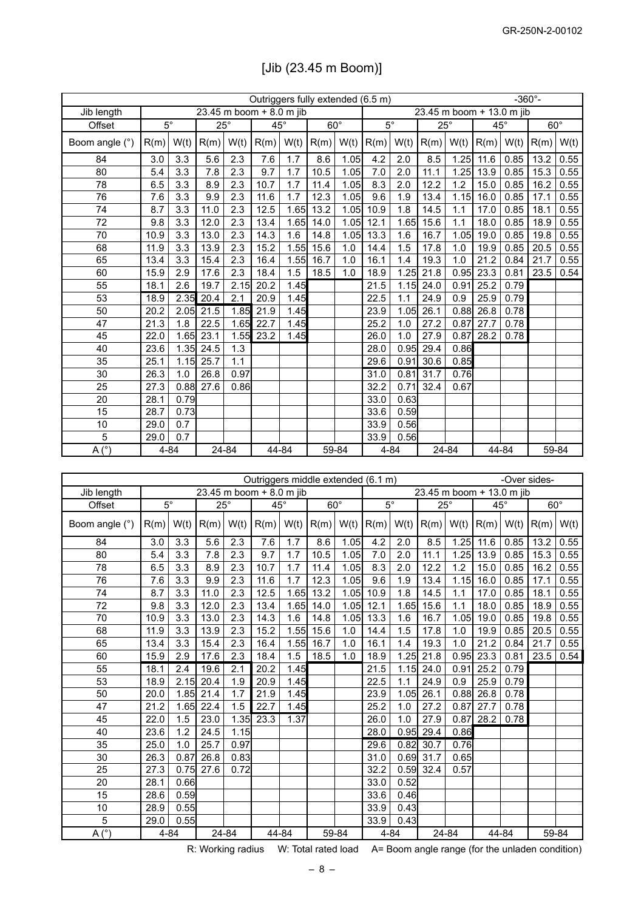# [Jib (23.45 m Boom)]

| Outriggers fully extended (6.5 m) | | | | | | | | | | | | | | | | -360°- |
|---|---|---|---|---|---|---|---|---|---|---|---|---|---|---|---|---|
| Jib length | 23.45 m boom + 8.0 m jib | | | | | | | | 23.45 m boom + 13.0 m jib | | | | | | | |
| Offset | 5° | | 25° | | 45° | | 60° | | 5° | | 25° | | 45° | | 60° | |
| Boom angle (°) | R(m) | W(t) | R(m) | W(t) | R(m) | W(t) | R(m) | W(t) | R(m) | W(t) | R(m) | W(t) | R(m) | W(t) | R(m) | W(t) |
| 84 | 3.0 | 3.3 | 5.6 | 2.3 | 7.6 | 1.7 | 8.6 | 1.05 | 4.2 | 2.0 | 8.5 | 1.25 | 11.6 | 0.85 | 13.2 | 0.55 |
| 80 | 5.4 | 3.3 | 7.8 | 2.3 | 9.7 | 1.7 | 10.5 | 1.05 | 7.0 | 2.0 | 11.1 | 1.25 | 13.9 | 0.85 | 15.3 | 0.55 |
| 78 | 6.5 | 3.3 | 8.9 | 2.3 | 10.7 | 1.7 | 11.4 | 1.05 | 8.3 | 2.0 | 12.2 | 1.2 | 15.0 | 0.85 | 16.2 | 0.55 |
| 76 | 7.6 | 3.3 | 9.9 | 2.3 | 11.6 | 1.7 | 12.3 | 1.05 | 9.6 | 1.9 | 13.4 | 1.15 | 16.0 | 0.85 | 17.1 | 0.55 |
| 74 | 8.7 | 3.3 | 11.0 | 2.3 | 12.5 | 1.65 | 13.2 | 1.05 | 10.9 | 1.8 | 14.5 | 1.1 | 17.0 | 0.85 | 18.1 | 0.55 |
| 72 | 9.8 | 3.3 | 12.0 | 2.3 | 13.4 | 1.65 | 14.0 | 1.05 | 12.1 | 1.65 | 15.6 | 1.1 | 18.0 | 0.85 | 18.9 | 0.55 |
| 70 | 10.9 | 3.3 | 13.0 | 2.3 | 14.3 | 1.6 | 14.8 | 1.05 | 13.3 | 1.6 | 16.7 | 1.05 | 19.0 | 0.85 | 19.8 | 0.55 |
| 68 | 11.9 | 3.3 | 13.9 | 2.3 | 15.2 | 1.55 | 15.6 | 1.0 | 14.4 | 1.5 | 17.8 | 1.0 | 19.9 | 0.85 | 20.5 | 0.55 |
| 65 | 13.4 | 3.3 | 15.4 | 2.3 | 16.4 | 1.55 | 16.7 | 1.0 | 16.1 | 1.4 | 19.3 | 1.0 | 21.2 | 0.84 | 21.7 | 0.55 |
| 60 | 15.9 | 2.9 | 17.6 | 2.3 | 18.4 | 1.5 | 18.5 | 1.0 | 18.9 | 1.25 | 21.8 | 0.95 | 23.3 | 0.81 | 23.5 | 0.54 |
| 55 | 18.1 | 2.6 | 19.7 | 2.15 | 20.2 | 1.45 | | | 21.5 | 1.15 | 24.0 | 0.91 | 25.2 | 0.79 | | |
| 53 | 18.9 | 2.35 | 20.4 | 2.1 | 20.9 | 1.45 | | | 22.5 | 1.1 | 24.9 | 0.9 | 25.9 | 0.79 | | |
| 50 | 20.2 | 2.05 | 21.5 | 1.85 | 21.9 | 1.45 | | | 23.9 | 1.05 | 26.1 | 0.88 | 26.8 | 0.78 | | |
| 47 | 21.3 | 1.8 | 22.5 | 1.65 | 22.7 | 1.45 | | | 25.2 | 1.0 | 27.2 | 0.87 | 27.7 | 0.78 | | |
| 45 | 22.0 | 1.65 | 23.1 | 1.55 | 23.2 | 1.45 | | | 26.0 | 1.0 | 27.9 | 0.87 | 28.2 | 0.78 | | |
| 40 | 23.6 | 1.35 | 24.5 | 1.3 | | | | | 28.0 | 0.95 | 29.4 | 0.86 | | | | |
| 35 | 25.1 | 1.15 | 25.7 | 1.1 | | | | | 29.6 | 0.91 | 30.6 | 0.85 | | | | |
| 30 | 26.3 | 1.0 | 26.8 | 0.97 | | | | | 31.0 | 0.81 | 31.7 | 0.76 | | | | |
| 25 | 27.3 | 0.88 | 27.6 | 0.86 | | | | | 32.2 | 0.71 | 32.4 | 0.67 | | | | |
| 20 | 28.1 | 0.79 | | | | | | | 33.0 | 0.63 | | | | | | |
| 15 | 28.7 | 0.73 | | | | | | | 33.6 | 0.59 | | | | | | |
| 10 | 29.0 | 0.7 | | | | | | | 33.9 | 0.56 | | | | | | |
| 5 | 29.0 | 0.7 | | | | | | | 33.9 | 0.56 | | | | | | |
| A (°) | 4-84 | | 24-84 | | 44-84 | | 59-84 | | 4-84 | | 24-84 | | 44-84 | | 59-84 | |

| Outriggers middle extended (6.1 m) | | | | | | | | | | | | | | | | -Over sides- |
|---|---|---|---|---|---|---|---|---|---|---|---|---|---|---|---|---|
| Jib length | 23.45 m boom + 8.0 m jib | | | | | | | | 23.45 m boom + 13.0 m jib | | | | | | | |
| Offset | 5° | | 25° | | 45° | | 60° | | 5° | | 25° | | 45° | | 60° | |
| Boom angle (°) | R(m) | W(t) | R(m) | W(t) | R(m) | W(t) | R(m) | W(t) | R(m) | W(t) | R(m) | W(t) | R(m) | W(t) | R(m) | W(t) |
| 84 | 3.0 | 3.3 | 5.6 | 2.3 | 7.6 | 1.7 | 8.6 | 1.05 | 4.2 | 2.0 | 8.5 | 1.25 | 11.6 | 0.85 | 13.2 | 0.55 |
| 80 | 5.4 | 3.3 | 7.8 | 2.3 | 9.7 | 1.7 | 10.5 | 1.05 | 7.0 | 2.0 | 11.1 | 1.25 | 13.9 | 0.85 | 15.3 | 0.55 |
| 78 | 6.5 | 3.3 | 8.9 | 2.3 | 10.7 | 1.7 | 11.4 | 1.05 | 8.3 | 2.0 | 12.2 | 1.2 | 15.0 | 0.85 | 16.2 | 0.55 |
| 76 | 7.6 | 3.3 | 9.9 | 2.3 | 11.6 | 1.7 | 12.3 | 1.05 | 9.6 | 1.9 | 13.4 | 1.15 | 16.0 | 0.85 | 17.1 | 0.55 |
| 74 | 8.7 | 3.3 | 11.0 | 2.3 | 12.5 | 1.65 | 13.2 | 1.05 | 10.9 | 1.8 | 14.5 | 1.1 | 17.0 | 0.85 | 18.1 | 0.55 |
| 72 | 9.8 | 3.3 | 12.0 | 2.3 | 13.4 | 1.65 | 14.0 | 1.05 | 12.1 | 1.65 | 15.6 | 1.1 | 18.0 | 0.85 | 18.9 | 0.55 |
| 70 | 10.9 | 3.3 | 13.0 | 2.3 | 14.3 | 1.6 | 14.8 | 1.05 | 13.3 | 1.6 | 16.7 | 1.05 | 19.0 | 0.85 | 19.8 | 0.55 |
| 68 | 11.9 | 3.3 | 13.9 | 2.3 | 15.2 | 1.55 | 15.6 | 1.0 | 14.4 | 1.5 | 17.8 | 1.0 | 19.9 | 0.85 | 20.5 | 0.55 |
| 65 | 13.4 | 3.3 | 15.4 | 2.3 | 16.4 | 1.55 | 16.7 | 1.0 | 16.1 | 1.4 | 19.3 | 1.0 | 21.2 | 0.84 | 21.7 | 0.55 |
| 60 | 15.9 | 2.9 | 17.6 | 2.3 | 18.4 | 1.5 | 18.5 | 1.0 | 18.9 | 1.25 | 21.8 | 0.95 | 23.3 | 0.81 | 23.5 | 0.54 |
| 55 | 18.1 | 2.4 | 19.6 | 2.1 | 20.2 | 1.45 | | | 21.5 | 1.15 | 24.0 | 0.91 | 25.2 | 0.79 | | |
| 53 | 18.9 | 2.15 | 20.4 | 1.9 | 20.9 | 1.45 | | | 22.5 | 1.1 | 24.9 | 0.9 | 25.9 | 0.79 | | |
| 50 | 20.0 | 1.85 | 21.4 | 1.7 | 21.9 | 1.45 | | | 23.9 | 1.05 | 26.1 | 0.88 | 26.8 | 0.78 | | |
| 47 | 21.2 | 1.65 | 22.4 | 1.5 | 22.7 | 1.45 | | | 25.2 | 1.0 | 27.2 | 0.87 | 27.7 | 0.78 | | |
| 45 | 22.0 | 1.5 | 23.0 | 1.35 | 23.3 | 1.37 | | | 26.0 | 1.0 | 27.9 | 0.87 | 28.2 | 0.78 | | |
| 40 | 23.6 | 1.2 | 24.5 | 1.15 | | | | | 28.0 | 0.95 | 29.4 | 0.86 | | | | |
| 35 | 25.0 | 1.0 | 25.7 | 0.97 | | | | | 29.6 | 0.82 | 30.7 | 0.76 | | | | |
| 30 | 26.3 | 0.87 | 26.8 | 0.83 | | | | | 31.0 | 0.69 | 31.7 | 0.65 | | | | |
| 25 | 27.3 | 0.75 | 27.6 | 0.72 | | | | | 32.2 | 0.59 | 32.4 | 0.57 | | | | |
| 20 | 28.1 | 0.66 | | | | | | | 33.0 | 0.52 | | | | | | |
| 15 | 28.6 | 0.59 | | | | | | | 33.6 | 0.46 | | | | | | |
| 10 | 28.9 | 0.55 | | | | | | | 33.9 | 0.43 | | | | | | |
| 5 | 29.0 | 0.55 | | | | | | | 33.9 | 0.43 | | | | | | |
| A (°) | 4-84 | | 24-84 | | 44-84 | | 59-84 | | 4-84 | | 24-84 | | 44-84 | | 59-84 | |

R: Working radius W: Total rated load A= Boom angle range (for the unladen condition)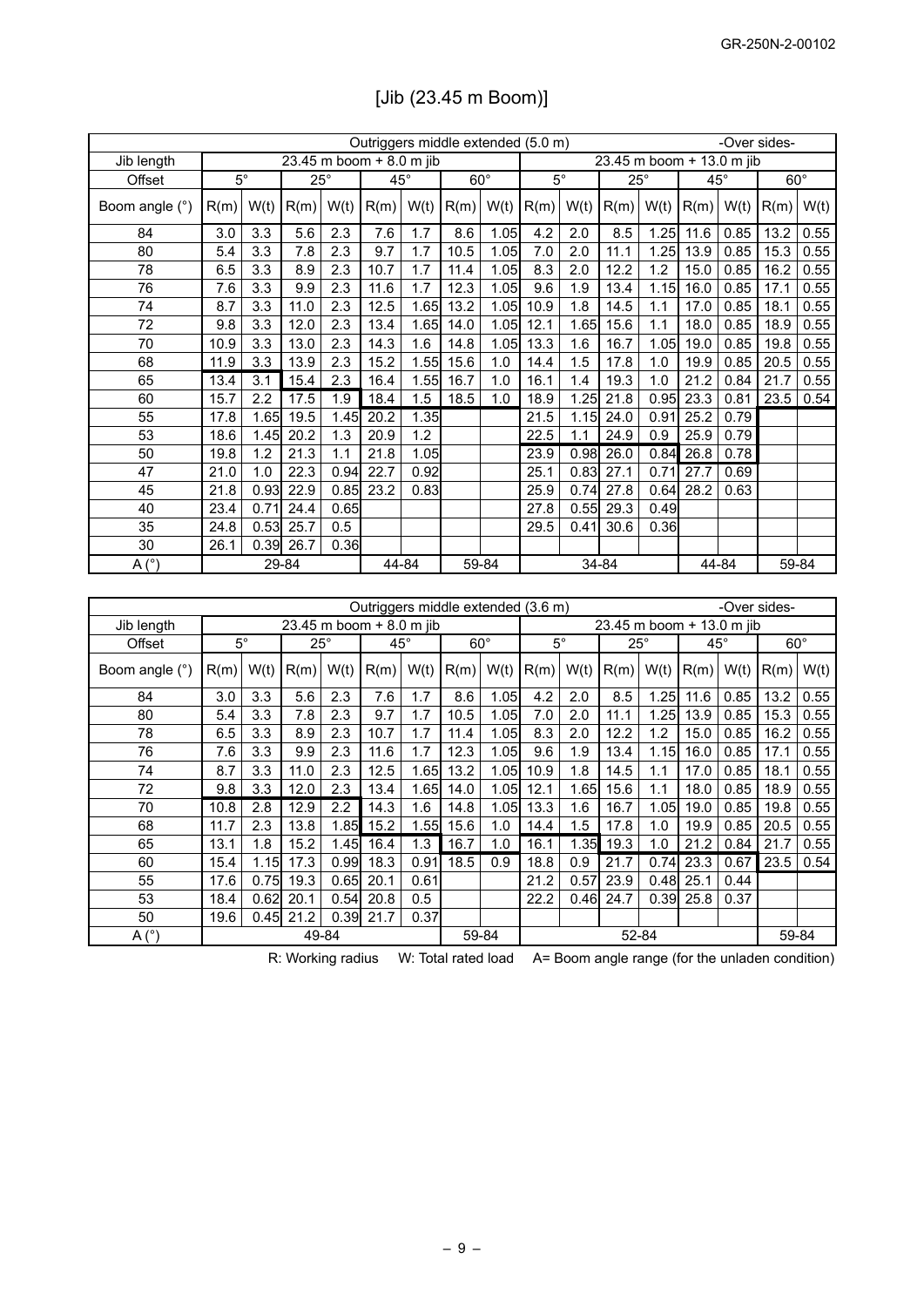# [Jib (23.45 m Boom)]

| Outriggers middle extended (5.0 m) | | | | | | | | | | | | | | | | -Over sides- |
|---|---|---|---|---|---|---|---|---|---|---|---|---|---|---|---|---|
| Jib length | 23.45 m boom + 8.0 m jib | | | | | | | | 23.45 m boom + 13.0 m jib | | | | | | | |
| Offset | 5° | | 25° | | 45° | | 60° | | 5° | | 25° | | 45° | | 60° | |
| Boom angle (°) | R(m) | W(t) | R(m) | W(t) | R(m) | W(t) | R(m) | W(t) | R(m) | W(t) | R(m) | W(t) | R(m) | W(t) | R(m) | W(t) |
| 84 | 3.0 | 3.3 | 5.6 | 2.3 | 7.6 | 1.7 | 8.6 | 1.05 | 4.2 | 2.0 | 8.5 | 1.25 | 11.6 | 0.85 | 13.2 | 0.55 |
| 80 | 5.4 | 3.3 | 7.8 | 2.3 | 9.7 | 1.7 | 10.5 | 1.05 | 7.0 | 2.0 | 11.1 | 1.25 | 13.9 | 0.85 | 15.3 | 0.55 |
| 78 | 6.5 | 3.3 | 8.9 | 2.3 | 10.7 | 1.7 | 11.4 | 1.05 | 8.3 | 2.0 | 12.2 | 1.2 | 15.0 | 0.85 | 16.2 | 0.55 |
| 76 | 7.6 | 3.3 | 9.9 | 2.3 | 11.6 | 1.7 | 12.3 | 1.05 | 9.6 | 1.9 | 13.4 | 1.15 | 16.0 | 0.85 | 17.1 | 0.55 |
| 74 | 8.7 | 3.3 | 11.0 | 2.3 | 12.5 | 1.65 | 13.2 | 1.05 | 10.9 | 1.8 | 14.5 | 1.1 | 17.0 | 0.85 | 18.1 | 0.55 |
| 72 | 9.8 | 3.3 | 12.0 | 2.3 | 13.4 | 1.65 | 14.0 | 1.05 | 12.1 | 1.65 | 15.6 | 1.1 | 18.0 | 0.85 | 18.9 | 0.55 |
| 70 | 10.9 | 3.3 | 13.0 | 2.3 | 14.3 | 1.6 | 14.8 | 1.05 | 13.3 | 1.6 | 16.7 | 1.05 | 19.0 | 0.85 | 19.8 | 0.55 |
| 68 | 11.9 | 3.3 | 13.9 | 2.3 | 15.2 | 1.55 | 15.6 | 1.0 | 14.4 | 1.5 | 17.8 | 1.0 | 19.9 | 0.85 | 20.5 | 0.55 |
| 65 | 13.4 | 3.1 | 15.4 | 2.3 | 16.4 | 1.55 | 16.7 | 1.0 | 16.1 | 1.4 | 19.3 | 1.0 | 21.2 | 0.84 | 21.7 | 0.55 |
| 60 | 15.7 | 2.2 | 17.5 | 1.9 | 18.4 | 1.5 | 18.5 | 1.0 | 18.9 | 1.25 | 21.8 | 0.95 | 23.3 | 0.81 | 23.5 | 0.54 |
| 55 | 17.8 | 1.65 | 19.5 | 1.45 | 20.2 | 1.35 | | | 21.5 | 1.15 | 24.0 | 0.91 | 25.2 | 0.79 | | |
| 53 | 18.6 | 1.45 | 20.2 | 1.3 | 20.9 | 1.2 | | | 22.5 | 1.1 | 24.9 | 0.9 | 25.9 | 0.79 | | |
| 50 | 19.8 | 1.2 | 21.3 | 1.1 | 21.8 | 1.05 | | | 23.9 | 0.98 | 26.0 | 0.84 | 26.8 | 0.78 | | |
| 47 | 21.0 | 1.0 | 22.3 | 0.94 | 22.7 | 0.92 | | | 25.1 | 0.83 | 27.1 | 0.71 | 27.7 | 0.69 | | |
| 45 | 21.8 | 0.93 | 22.9 | 0.85 | 23.2 | 0.83 | | | 25.9 | 0.74 | 27.8 | 0.64 | 28.2 | 0.63 | | |
| 40 | 23.4 | 0.71 | 24.4 | 0.65 | | | | | 27.8 | 0.55 | 29.3 | 0.49 | | | | |
| 35 | 24.8 | 0.53 | 25.7 | 0.5 | | | | | 29.5 | 0.41 | 30.6 | 0.36 | | | | |
| 30 | 26.1 | 0.39 | 26.7 | 0.36 | | | | | | | | | | | | |
| A (°) | 29-84 | | | | 44-84 | | 59-84 | | 34-84 | | | | 44-84 | | 59-84 | |

| Outriggers middle extended (3.6 m) | | | | | | | | | | | | | | | | -Over sides- |
|---|---|---|---|---|---|---|---|---|---|---|---|---|---|---|---|---|
| Jib length | 23.45 m boom + 8.0 m jib | | | | | | | | 23.45 m boom + 13.0 m jib | | | | | | | |
| Offset | 5° | | 25° | | 45° | | 60° | | 5° | | 25° | | 45° | | 60° | |
| Boom angle (°) | R(m) | W(t) | R(m) | W(t) | R(m) | W(t) | R(m) | W(t) | R(m) | W(t) | R(m) | W(t) | R(m) | W(t) | R(m) | W(t) |
| 84 | 3.0 | 3.3 | 5.6 | 2.3 | 7.6 | 1.7 | 8.6 | 1.05 | 4.2 | 2.0 | 8.5 | 1.25 | 11.6 | 0.85 | 13.2 | 0.55 |
| 80 | 5.4 | 3.3 | 7.8 | 2.3 | 9.7 | 1.7 | 10.5 | 1.05 | 7.0 | 2.0 | 11.1 | 1.25 | 13.9 | 0.85 | 15.3 | 0.55 |
| 78 | 6.5 | 3.3 | 8.9 | 2.3 | 10.7 | 1.7 | 11.4 | 1.05 | 8.3 | 2.0 | 12.2 | 1.2 | 15.0 | 0.85 | 16.2 | 0.55 |
| 76 | 7.6 | 3.3 | 9.9 | 2.3 | 11.6 | 1.7 | 12.3 | 1.05 | 9.6 | 1.9 | 13.4 | 1.15 | 16.0 | 0.85 | 17.1 | 0.55 |
| 74 | 8.7 | 3.3 | 11.0 | 2.3 | 12.5 | 1.65 | 13.2 | 1.05 | 10.9 | 1.8 | 14.5 | 1.1 | 17.0 | 0.85 | 18.1 | 0.55 |
| 72 | 9.8 | 3.3 | 12.0 | 2.3 | 13.4 | 1.65 | 14.0 | 1.05 | 12.1 | 1.65 | 15.6 | 1.1 | 18.0 | 0.85 | 18.9 | 0.55 |
| 70 | 10.8 | 2.8 | 12.9 | 2.2 | 14.3 | 1.6 | 14.8 | 1.05 | 13.3 | 1.6 | 16.7 | 1.05 | 19.0 | 0.85 | 19.8 | 0.55 |
| 68 | 11.7 | 2.3 | 13.8 | 1.85 | 15.2 | 1.55 | 15.6 | 1.0 | 14.4 | 1.5 | 17.8 | 1.0 | 19.9 | 0.85 | 20.5 | 0.55 |
| 65 | 13.1 | 1.8 | 15.2 | 1.45 | 16.4 | 1.3 | 16.7 | 1.0 | 16.1 | 1.35 | 19.3 | 1.0 | 21.2 | 0.84 | 21.7 | 0.55 |
| 60 | 15.4 | 1.15 | 17.3 | 0.99 | 18.3 | 0.91 | 18.5 | 0.9 | 18.8 | 0.9 | 21.7 | 0.74 | 23.3 | 0.67 | 23.5 | 0.54 |
| 55 | 17.6 | 0.75 | 19.3 | 0.65 | 20.1 | 0.61 | | | 21.2 | 0.57 | 23.9 | 0.48 | 25.1 | 0.44 | | |
| 53 | 18.4 | 0.62 | 20.1 | 0.54 | 20.8 | 0.5 | | | 22.2 | 0.46 | 24.7 | 0.39 | 25.8 | 0.37 | | |
| 50 | 19.6 | 0.45 | 21.2 | 0.39 | 21.7 | 0.37 | | | | | | | | | | |
| A (°) | 49-84 | | | | | | 59-84 | | 52-84 | | | | | | 59-84 | |

R: Working radius W: Total rated load A= Boom angle range (for the unladen condition)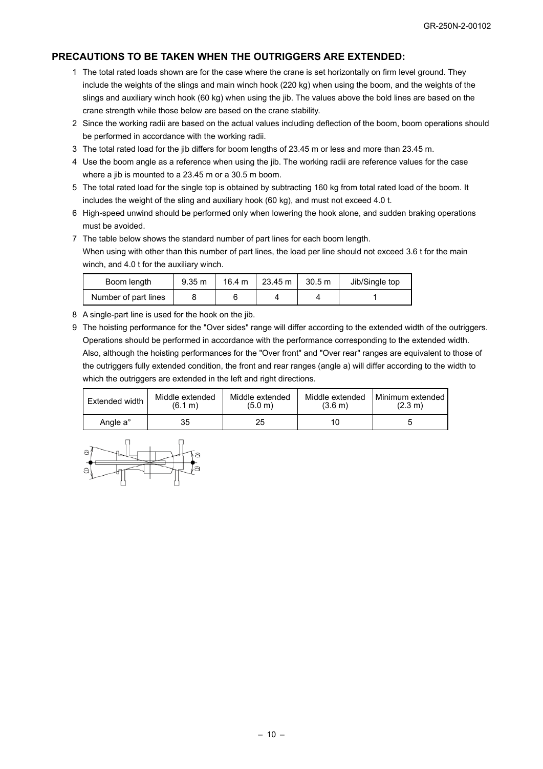## PRECAUTIONS TO BE TAKEN WHEN THE OUTRIGGERS ARE EXTENDED:

1. The total rated loads shown are for the case where the crane is set horizontally on firm level ground. They include the weights of the slings and main winch hook (220 kg) when using the boom, and the weights of the slings and auxiliary winch hook (60 kg) when using the jib. The values above the bold lines are based on the crane strength while those below are based on the crane stability.
2. Since the working radii are based on the actual values including deflection of the boom, boom operations should be performed in accordance with the working radii.
3. The total rated load for the jib differs for boom lengths of 23.45 m or less and more than 23.45 m.
4. Use the boom angle as a reference when using the jib. The working radii are reference values for the case where a jib is mounted to a 23.45 m or a 30.5 m boom.
5. The total rated load for the single top is obtained by subtracting 160 kg from total rated load of the boom. It includes the weight of the sling and auxiliary hook (60 kg), and must not exceed 4.0 t.
6. High-speed unwind should be performed only when lowering the hook alone, and sudden braking operations must be avoided.
7. The table below shows the standard number of part lines for each boom length.
   When using with other than this number of part lines, the load per line should not exceed 3.6 t for the main winch, and 4.0 t for the auxiliary winch.

| Boom length | 9.35 m | 16.4 m | 23.45 m | 30.5 m | Jib/Single top |
|---|---|---|---|---|---|
| Number of part lines | 8 | 6 | 4 | 4 | 1 |

8. A single-part line is used for the hook on the jib.
9. The hoisting performance for the "Over sides" range will differ according to the extended width of the outriggers. Operations should be performed in accordance with the performance corresponding to the extended width.
   Also, although the hoisting performances for the "Over front" and "Over rear" ranges are equivalent to those of the outriggers fully extended condition, the front and rear ranges (angle a) will differ according to the width to which the outriggers are extended in the left and right directions.

| Extended width | Middle extended (6.1 m) | Middle extended (5.0 m) | Middle extended (3.6 m) | Minimum extended (2.3 m) |
|---|---|---|---|---|
| Angle a° | 35 | 25 | 10 | 5 |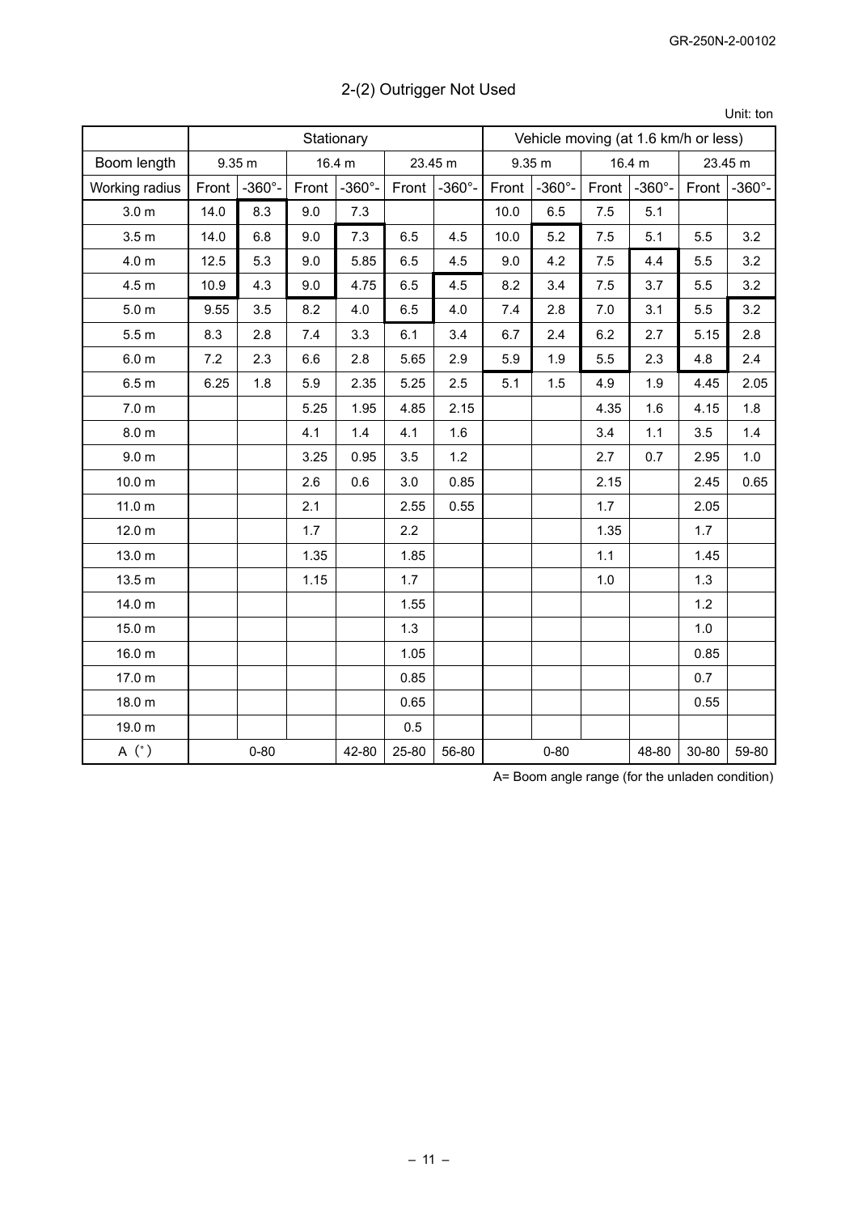## 2-(2) Outrigger Not Used

Unit: ton

| | Stationary | | | | | | Vehicle moving (at 1.6 km/h or less) | | | | | |
|---|---|---|---|---|---|---|---|---|---|---|---|---|
| Boom length | 9.35 m | | 16.4 m | | 23.45 m | | 9.35 m | | 16.4 m | | 23.45 m | |
| Working radius | Front | -360°- | Front | -360°- | Front | -360°- | Front | -360°- | Front | -360°- | Front | -360°- |
| 3.0 m | 14.0 | 8.3 | 9.0 | 7.3 | | | 10.0 | 6.5 | 7.5 | 5.1 | | |
| 3.5 m | 14.0 | 6.8 | 9.0 | 7.3 | 6.5 | 4.5 | 10.0 | 5.2 | 7.5 | 5.1 | 5.5 | 3.2 |
| 4.0 m | 12.5 | 5.3 | 9.0 | 5.85 | 6.5 | 4.5 | 9.0 | 4.2 | 7.5 | 4.4 | 5.5 | 3.2 |
| 4.5 m | 10.9 | 4.3 | 9.0 | 4.75 | 6.5 | 4.5 | 8.2 | 3.4 | 7.5 | 3.7 | 5.5 | 3.2 |
| 5.0 m | 9.55 | 3.5 | 8.2 | 4.0 | 6.5 | 4.0 | 7.4 | 2.8 | 7.0 | 3.1 | 5.5 | 3.2 |
| 5.5 m | 8.3 | 2.8 | 7.4 | 3.3 | 6.1 | 3.4 | 6.7 | 2.4 | 6.2 | 2.7 | 5.15 | 2.8 |
| 6.0 m | 7.2 | 2.3 | 6.6 | 2.8 | 5.65 | 2.9 | 5.9 | 1.9 | 5.5 | 2.3 | 4.8 | 2.4 |
| 6.5 m | 6.25 | 1.8 | 5.9 | 2.35 | 5.25 | 2.5 | 5.1 | 1.5 | 4.9 | 1.9 | 4.45 | 2.05 |
| 7.0 m | | | 5.25 | 1.95 | 4.85 | 2.15 | | | 4.35 | 1.6 | 4.15 | 1.8 |
| 8.0 m | | | 4.1 | 1.4 | 4.1 | 1.6 | | | 3.4 | 1.1 | 3.5 | 1.4 |
| 9.0 m | | | 3.25 | 0.95 | 3.5 | 1.2 | | | 2.7 | 0.7 | 2.95 | 1.0 |
| 10.0 m | | | 2.6 | 0.6 | 3.0 | 0.85 | | | 2.15 | | 2.45 | 0.65 |
| 11.0 m | | | 2.1 | | 2.55 | 0.55 | | | 1.7 | | 2.05 | |
| 12.0 m | | | 1.7 | | 2.2 | | | | 1.35 | | 1.7 | |
| 13.0 m | | | 1.35 | | 1.85 | | | | 1.1 | | 1.45 | |
| 13.5 m | | | 1.15 | | 1.7 | | | | 1.0 | | 1.3 | |
| 14.0 m | | | | | 1.55 | | | | | | 1.2 | |
| 15.0 m | | | | | 1.3 | | | | | | 1.0 | |
| 16.0 m | | | | | 1.05 | | | | | | 0.85 | |
| 17.0 m | | | | | 0.85 | | | | | | 0.7 | |
| 18.0 m | | | | | 0.65 | | | | | | 0.55 | |
| 19.0 m | | | | | 0.5 | | | | | | | |
| A (°) | 0-80 | | | 42-80 | 25-80 | 56-80 | 0-80 | | | 48-80 | 30-80 | 59-80 |

A= Boom angle range (for the unladen condition)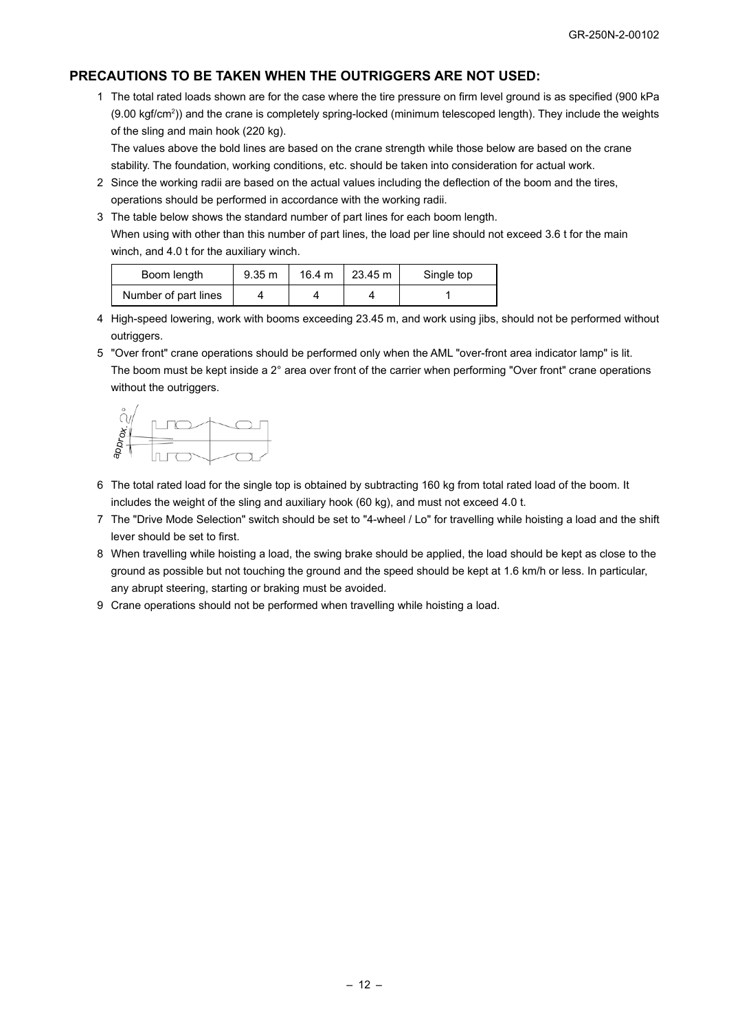## PRECAUTIONS TO BE TAKEN WHEN THE OUTRIGGERS ARE NOT USED:

1. The total rated loads shown are for the case where the tire pressure on firm level ground is as specified (900 kPa (9.00 kgf/cm$^2$)) and the crane is completely spring-locked (minimum telescoped length). They include the weights of the sling and main hook (220 kg).
   The values above the bold lines are based on the crane strength while those below are based on the crane stability. The foundation, working conditions, etc. should be taken into consideration for actual work.
2. Since the working radii are based on the actual values including the deflection of the boom and the tires, operations should be performed in accordance with the working radii.
3. The table below shows the standard number of part lines for each boom length.
   When using with other than this number of part lines, the load per line should not exceed 3.6 t for the main winch, and 4.0 t for the auxiliary winch.

| Boom length | 9.35 m | 16.4 m | 23.45 m | Single top |
|---|---|---|---|---|
| Number of part lines | 4 | 4 | 4 | 1 |

4. High-speed lowering, work with booms exceeding 23.45 m, and work using jibs, should not be performed without outriggers.
5. "Over front" crane operations should be performed only when the AML "over-front area indicator lamp" is lit.
   The boom must be kept inside a 2° area over front of the carrier when performing "Over front" crane operations without the outriggers.

   approx. 2°

6. The total rated load for the single top is obtained by subtracting 160 kg from total rated load of the boom. It includes the weight of the sling and auxiliary hook (60 kg), and must not exceed 4.0 t.
7. The "Drive Mode Selection" switch should be set to "4-wheel / Lo" for travelling while hoisting a load and the shift lever should be set to first.
8. When travelling while hoisting a load, the swing brake should be applied, the load should be kept as close to the ground as possible but not touching the ground and the speed should be kept at 1.6 km/h or less. In particular, any abrupt steering, starting or braking must be avoided.
9. Crane operations should not be performed when travelling while hoisting a load.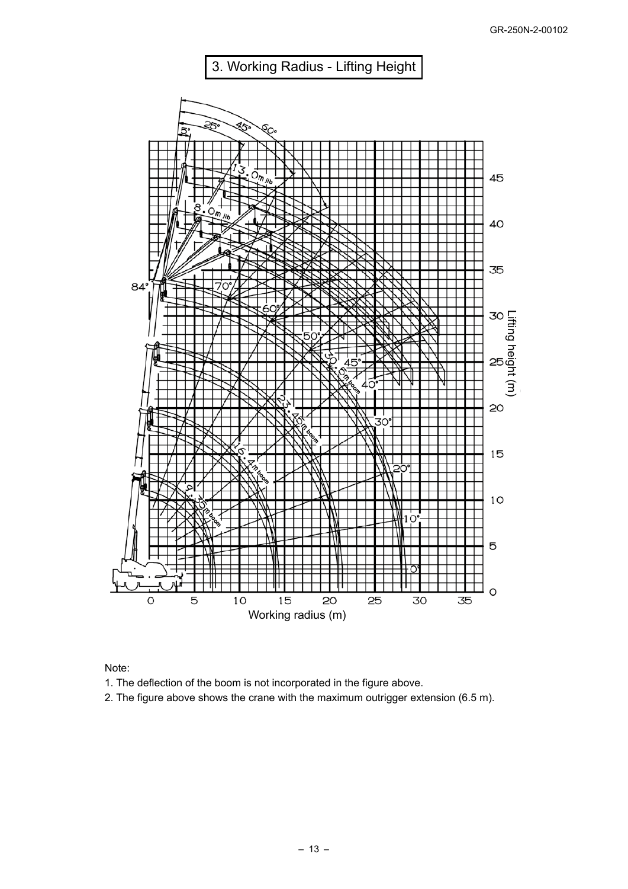# 3. Working Radius - Lifting Height

Note:

1. The deflection of the boom is not incorporated in the figure above.
2. The figure above shows the crane with the maximum outrigger extension (6.5 m).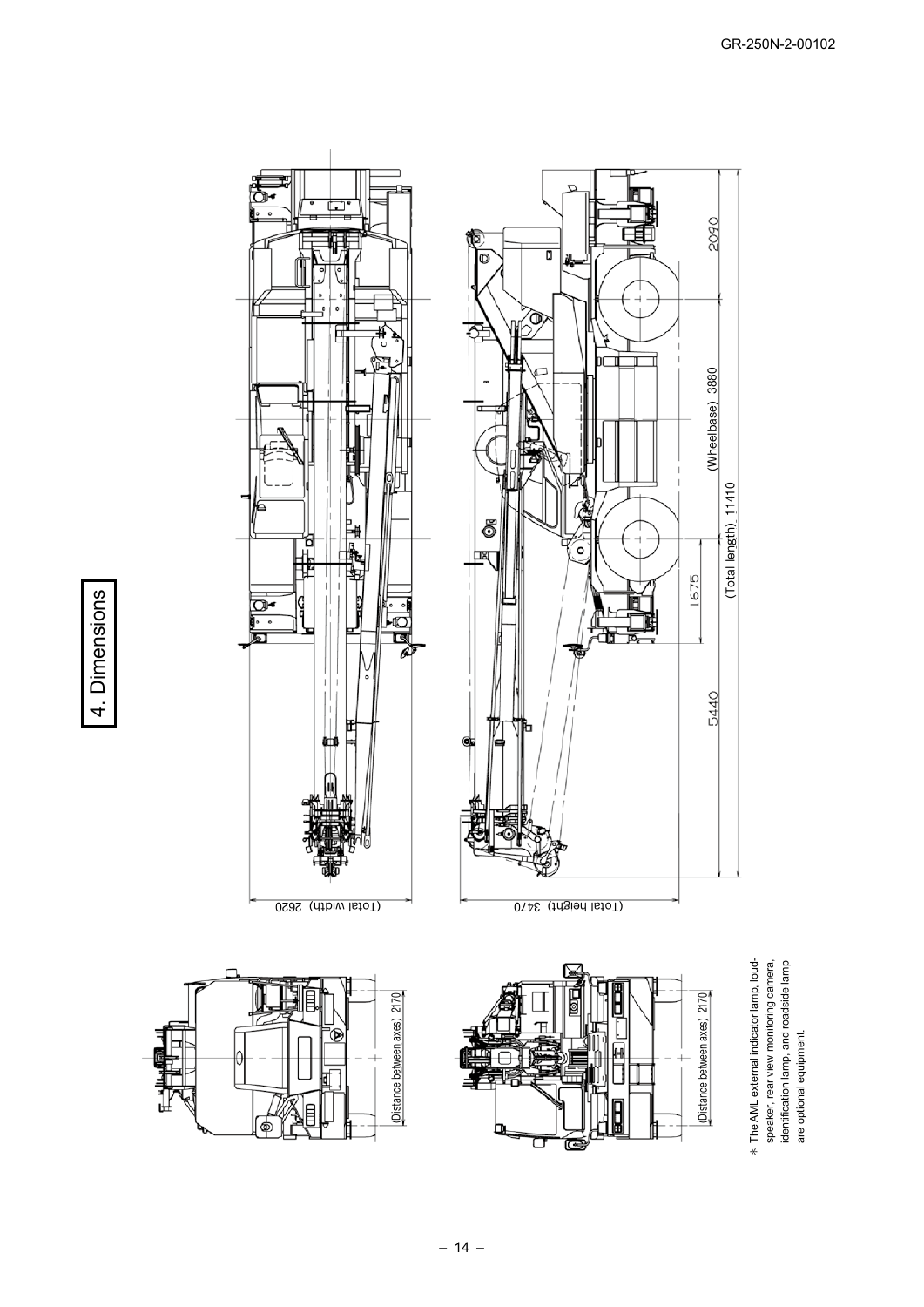# 4. Dimensions

(Total width) 2620

(Total height) 3470

2090

(Wheelbase) 3880

(Total length) 11410

1675

5440

(Distance between axes) 2170

(Distance between axes) 2170

* The AML external indicator lamp, loud-speaker, rear view monitoring camera, identification lamp, and roadside lamp are optional equipment.